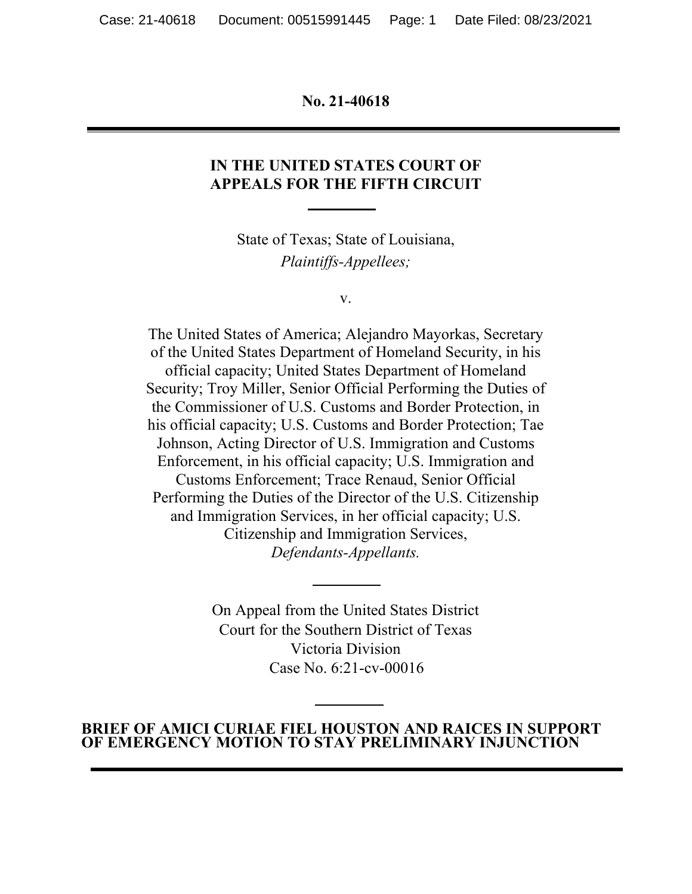**No. 21-40618**

---

**IN THE UNITED STATES COURT OF APPEALS FOR THE FIFTH CIRCUIT**

---

State of Texas; State of Louisiana,
*Plaintiffs-Appellees;*

v.

The United States of America; Alejandro Mayorkas, Secretary of the United States Department of Homeland Security, in his official capacity; United States Department of Homeland Security; Troy Miller, Senior Official Performing the Duties of the Commissioner of U.S. Customs and Border Protection, in his official capacity; U.S. Customs and Border Protection; Tae Johnson, Acting Director of U.S. Immigration and Customs Enforcement, in his official capacity; U.S. Immigration and Customs Enforcement; Trace Renaud, Senior Official Performing the Duties of the Director of the U.S. Citizenship and Immigration Services, in her official capacity; U.S. Citizenship and Immigration Services,
*Defendants-Appellants.*

---

On Appeal from the United States District Court for the Southern District of Texas
Victoria Division
Case No. 6:21-cv-00016

---

**BRIEF OF AMICI CURIAE FIEL HOUSTON AND RAICES IN SUPPORT OF EMERGENCY MOTION TO STAY PRELIMINARY INJUNCTION**

---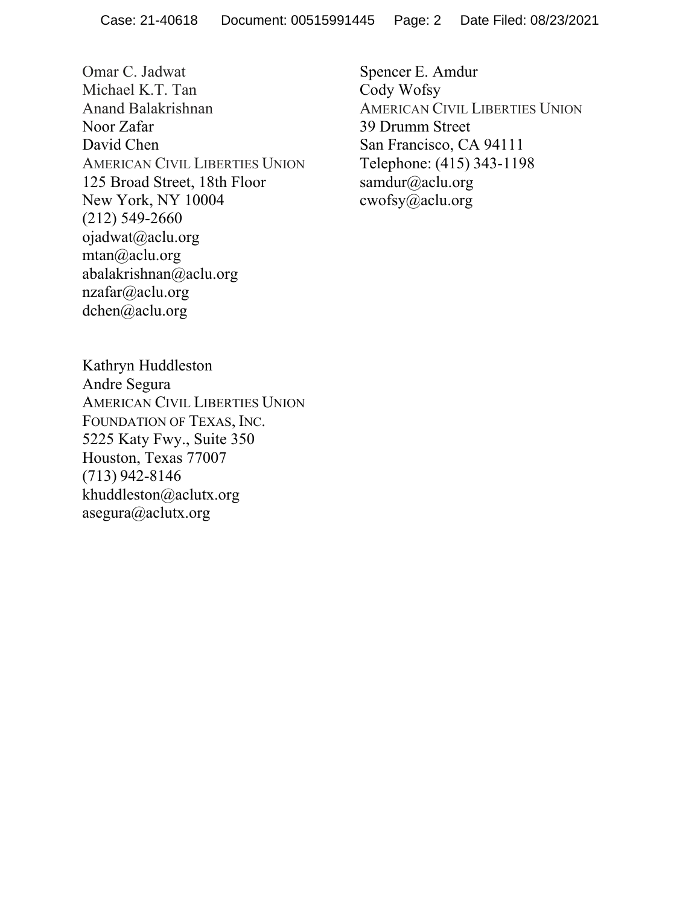Omar C. Jadwat
Michael K.T. Tan
Anand Balakrishnan
Noor Zafar
David Chen
AMERICAN CIVIL LIBERTIES UNION
125 Broad Street, 18th Floor
New York, NY 10004
(212) 549-2660
ojadwat@aclu.org
mtan@aclu.org
abalakrishnan@aclu.org
nzafar@aclu.org
dchen@aclu.org

Spencer E. Amdur
Cody Wofsy
AMERICAN CIVIL LIBERTIES UNION
39 Drumm Street
San Francisco, CA 94111
Telephone: (415) 343-1198
samdur@aclu.org
cwofsy@aclu.org

Kathryn Huddleston
Andre Segura
AMERICAN CIVIL LIBERTIES UNION
FOUNDATION OF TEXAS, INC.
5225 Katy Fwy., Suite 350
Houston, Texas 77007
(713) 942-8146
khuddleston@aclutx.org
asegura@aclutx.org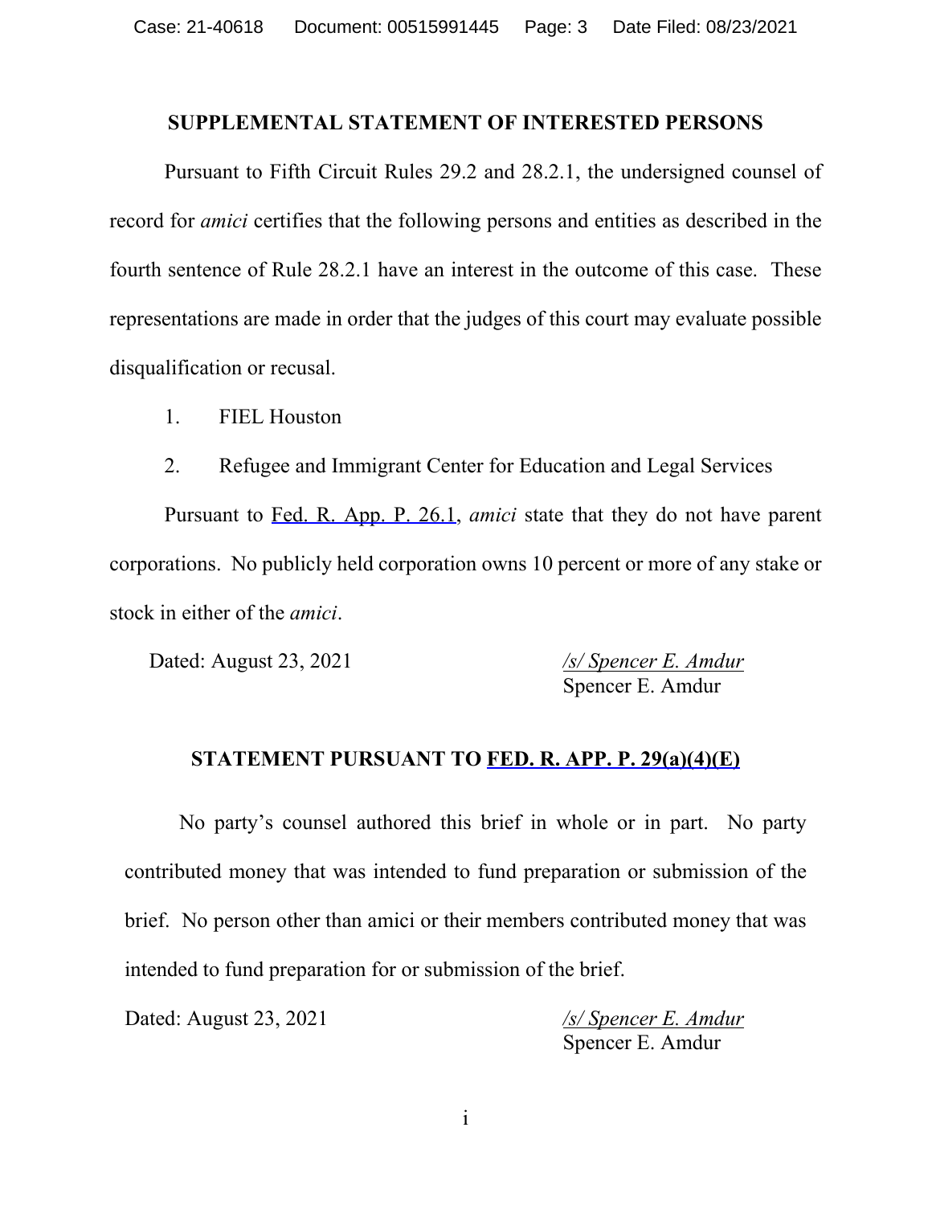## SUPPLEMENTAL STATEMENT OF INTERESTED PERSONS

Pursuant to Fifth Circuit Rules 29.2 and 28.2.1, the undersigned counsel of record for *amici* certifies that the following persons and entities as described in the fourth sentence of Rule 28.2.1 have an interest in the outcome of this case. These representations are made in order that the judges of this court may evaluate possible disqualification or recusal.

1. FIEL Houston
2. Refugee and Immigrant Center for Education and Legal Services

Pursuant to Fed. R. App. P. 26.1, *amici* state that they do not have parent corporations. No publicly held corporation owns 10 percent or more of any stake or stock in either of the *amici*.

Dated: August 23, 2021

*/s/ Spencer E. Amdur*
Spencer E. Amdur

## STATEMENT PURSUANT TO FED. R. APP. P. 29(a)(4)(E)

No party's counsel authored this brief in whole or in part. No party contributed money that was intended to fund preparation or submission of the brief. No person other than amici or their members contributed money that was intended to fund preparation for or submission of the brief.

Dated: August 23, 2021

*/s/ Spencer E. Amdur*
Spencer E. Amdur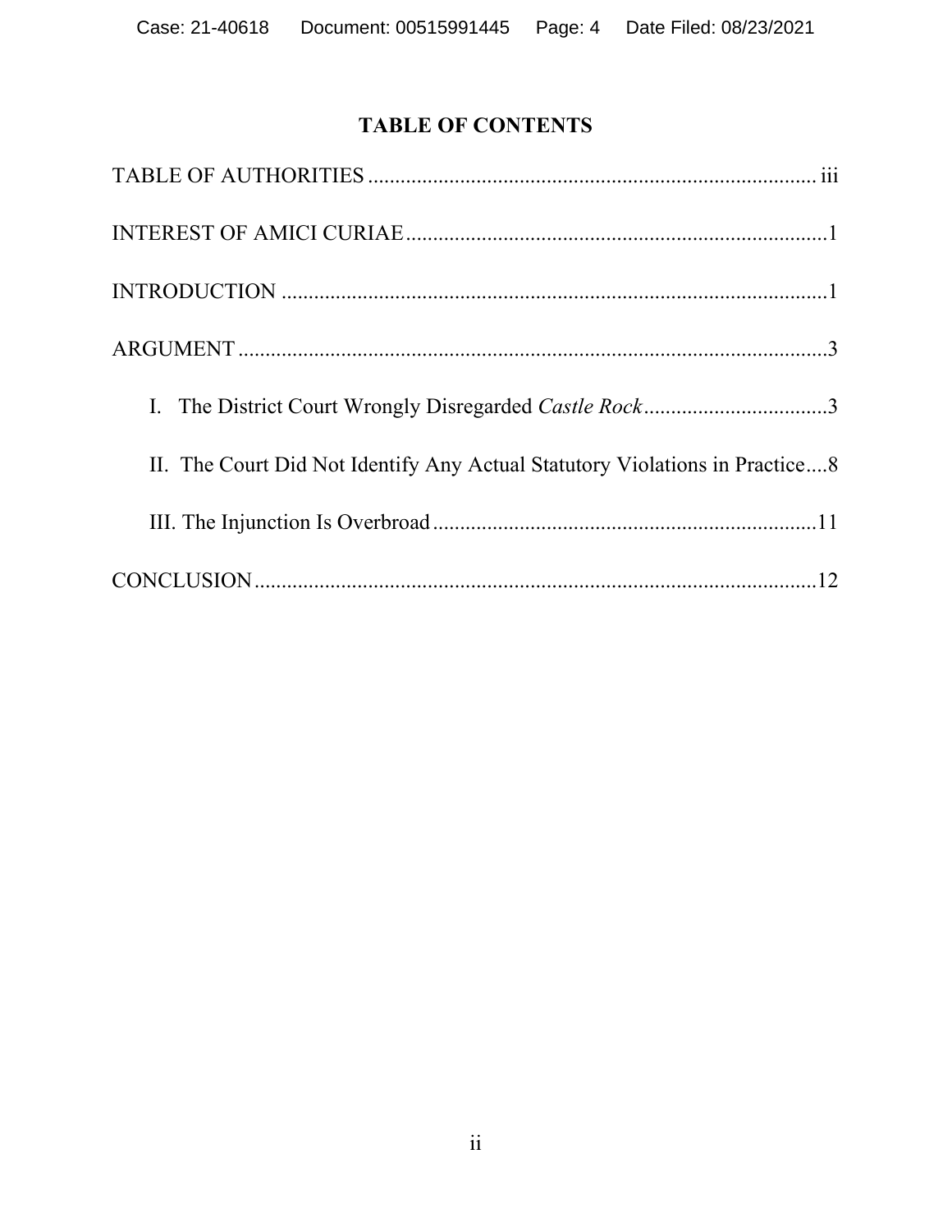# TABLE OF CONTENTS

TABLE OF AUTHORITIES .................................................................................. iii

INTEREST OF AMICI CURIAE ............................................................................. 1

INTRODUCTION ..................................................................................................... 1

ARGUMENT ............................................................................................................. 3

I. The District Court Wrongly Disregarded *Castle Rock* .................................. 3

II. The Court Did Not Identify Any Actual Statutory Violations in Practice .... 8

III. The Injunction Is Overbroad ...................................................................... 11

CONCLUSION ........................................................................................................ 12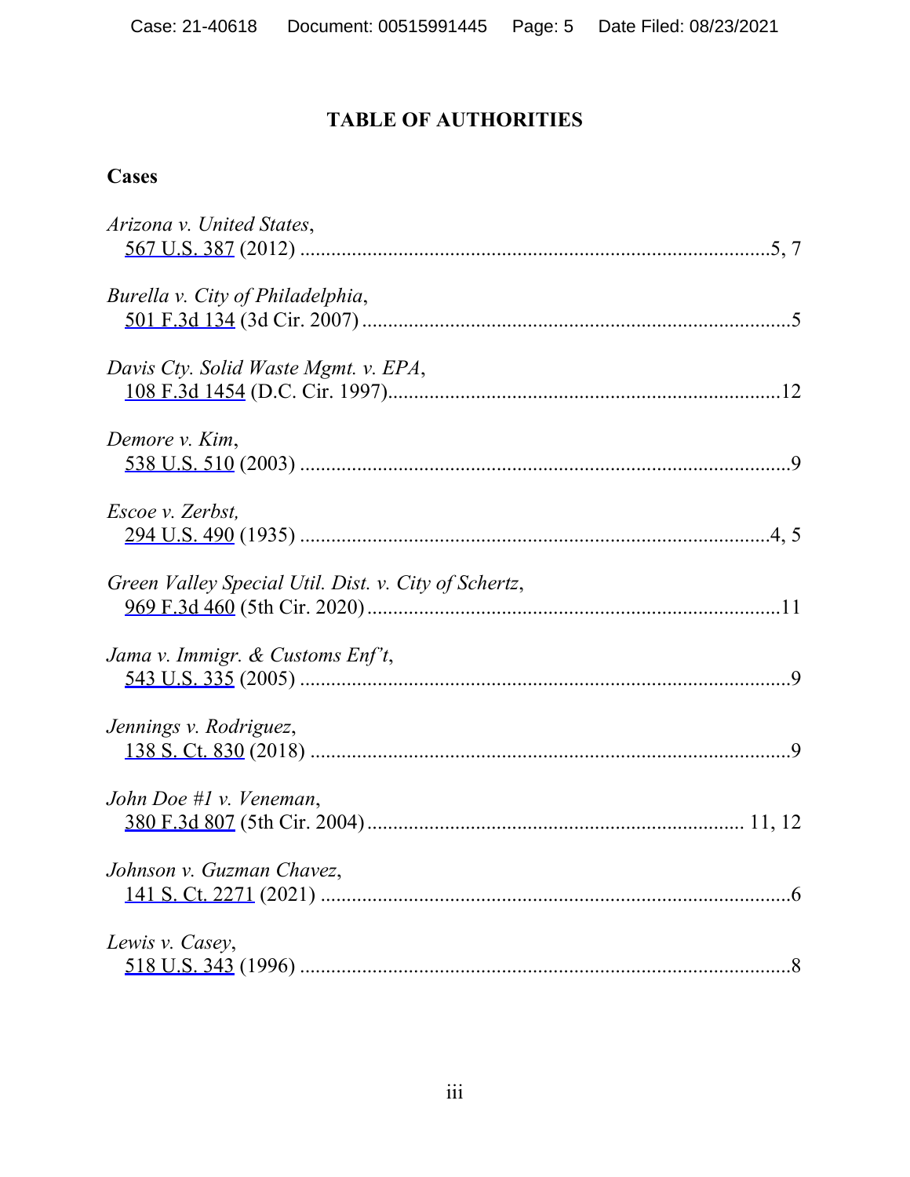# TABLE OF AUTHORITIES

## Cases

*Arizona v. United States*,
567 U.S. 387 (2012) ..........................................................................................5, 7

*Burella v. City of Philadelphia*,
501 F.3d 134 (3d Cir. 2007) .................................................................................5

*Davis Cty. Solid Waste Mgmt. v. EPA*,
108 F.3d 1454 (D.C. Cir. 1997)...........................................................................12

*Demore v. Kim*,
538 U.S. 510 (2003) ..............................................................................................9

*Escoe v. Zerbst,*
294 U.S. 490 (1935) ..........................................................................................4, 5

*Green Valley Special Util. Dist. v. City of Schertz*,
969 F.3d 460 (5th Cir. 2020) ...............................................................................11

*Jama v. Immigr. & Customs Enf't*,
543 U.S. 335 (2005) ..............................................................................................9

*Jennings v. Rodriguez*,
138 S. Ct. 830 (2018) ............................................................................................9

*John Doe #1 v. Veneman*,
380 F.3d 807 (5th Cir. 2004) ....................................................................... 11, 12

*Johnson v. Guzman Chavez*,
141 S. Ct. 2271 (2021) ..........................................................................................6

*Lewis v. Casey*,
518 U.S. 343 (1996) ..............................................................................................8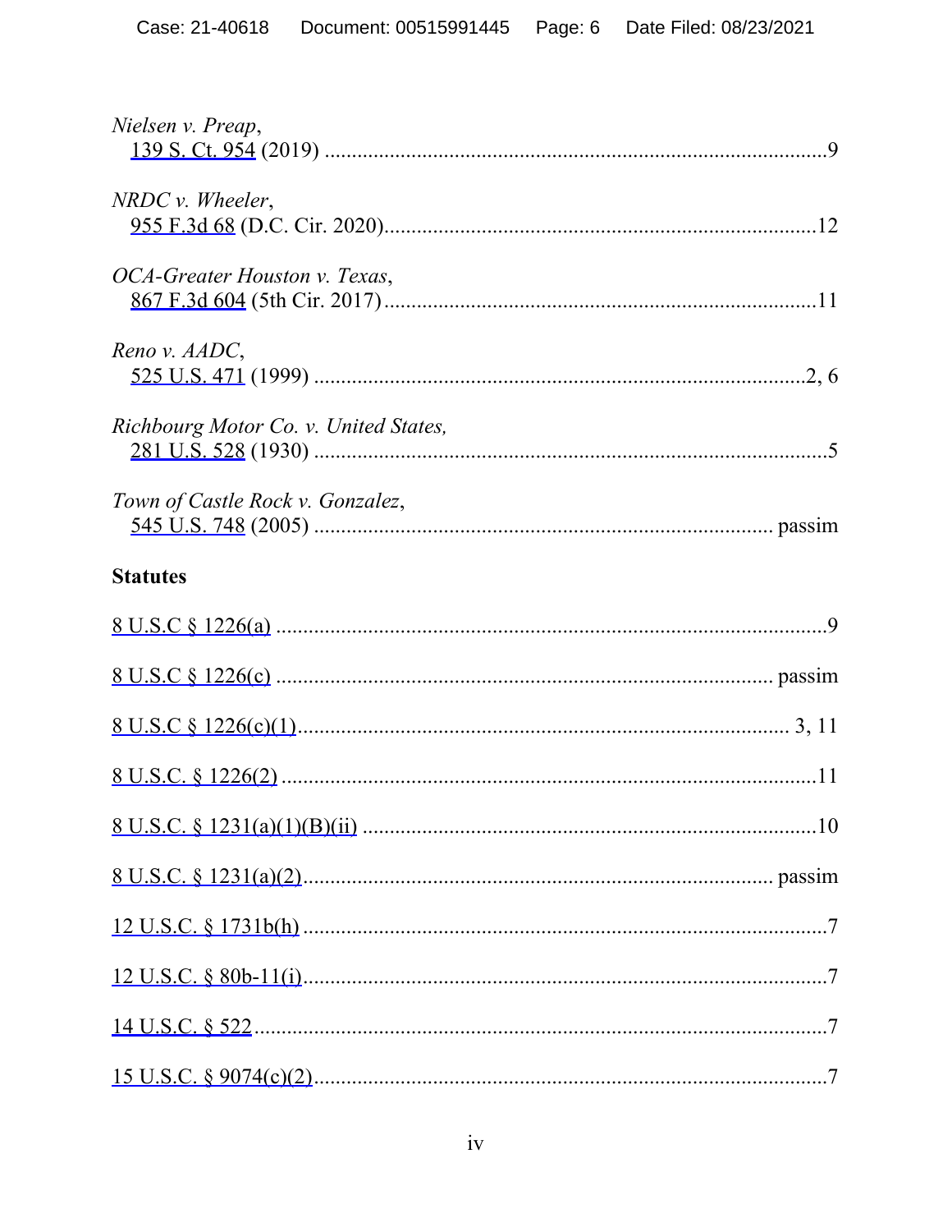*Nielsen v. Preap*,
139 S. Ct. 954 (2019) ....................................................................................9

*NRDC v. Wheeler*,
955 F.3d 68 (D.C. Cir. 2020)..........................................................................12

*OCA-Greater Houston v. Texas*,
867 F.3d 604 (5th Cir. 2017)...........................................................................11

*Reno v. AADC*,
525 U.S. 471 (1999) ...................................................................................2, 6

*Richbourg Motor Co. v. United States,*
281 U.S. 528 (1930) .......................................................................................5

*Town of Castle Rock v. Gonzalez*,
545 U.S. 748 (2005) ................................................................................ passim

**Statutes**

8 U.S.C § 1226(a) ..............................................................................................9

8 U.S.C § 1226(c) ......................................................................................... passim

8 U.S.C § 1226(c)(1)....................................................................................... 3, 11

8 U.S.C. § 1226(2) ...........................................................................................11

8 U.S.C. § 1231(a)(1)(B)(ii) ..............................................................................10

8 U.S.C. § 1231(a)(2)..................................................................................... passim

12 U.S.C. § 1731b(h) ..........................................................................................7

12 U.S.C. § 80b-11(i)...........................................................................................7

14 U.S.C. § 522 ...................................................................................................7

15 U.S.C. § 9074(c)(2)..........................................................................................7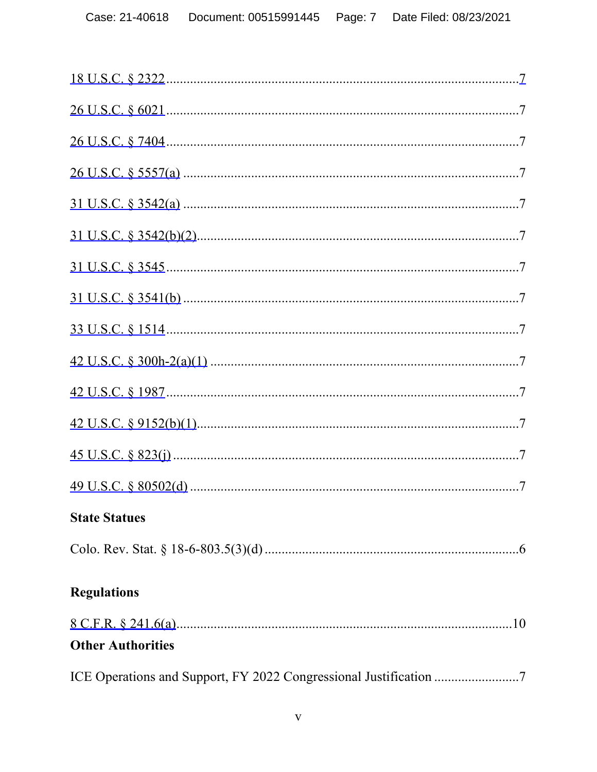18 U.S.C. § 2322 .......................................................................................... 7

26 U.S.C. § 6021 .......................................................................................... 7

26 U.S.C. § 7404 .......................................................................................... 7

26 U.S.C. § 5557(a) ...................................................................................... 7

31 U.S.C. § 3542(a) ...................................................................................... 7

31 U.S.C. § 3542(b)(2) .................................................................................. 7

31 U.S.C. § 3545 .......................................................................................... 7

31 U.S.C. § 3541(b) ...................................................................................... 7

33 U.S.C. § 1514 .......................................................................................... 7

42 U.S.C. § 300h-2(a)(1) .............................................................................. 7

42 U.S.C. § 1987 .......................................................................................... 7

42 U.S.C. § 9152(b)(1) .................................................................................. 7

45 U.S.C. § 823(j) ......................................................................................... 7

49 U.S.C. § 80502(d) .................................................................................... 7

**State Statues**

Colo. Rev. Stat. § 18-6-803.5(3)(d) ............................................................... 6

**Regulations**

8 C.F.R. § 241.6(a) ....................................................................................... 10

**Other Authorities**

ICE Operations and Support, FY 2022 Congressional Justification ......................... 7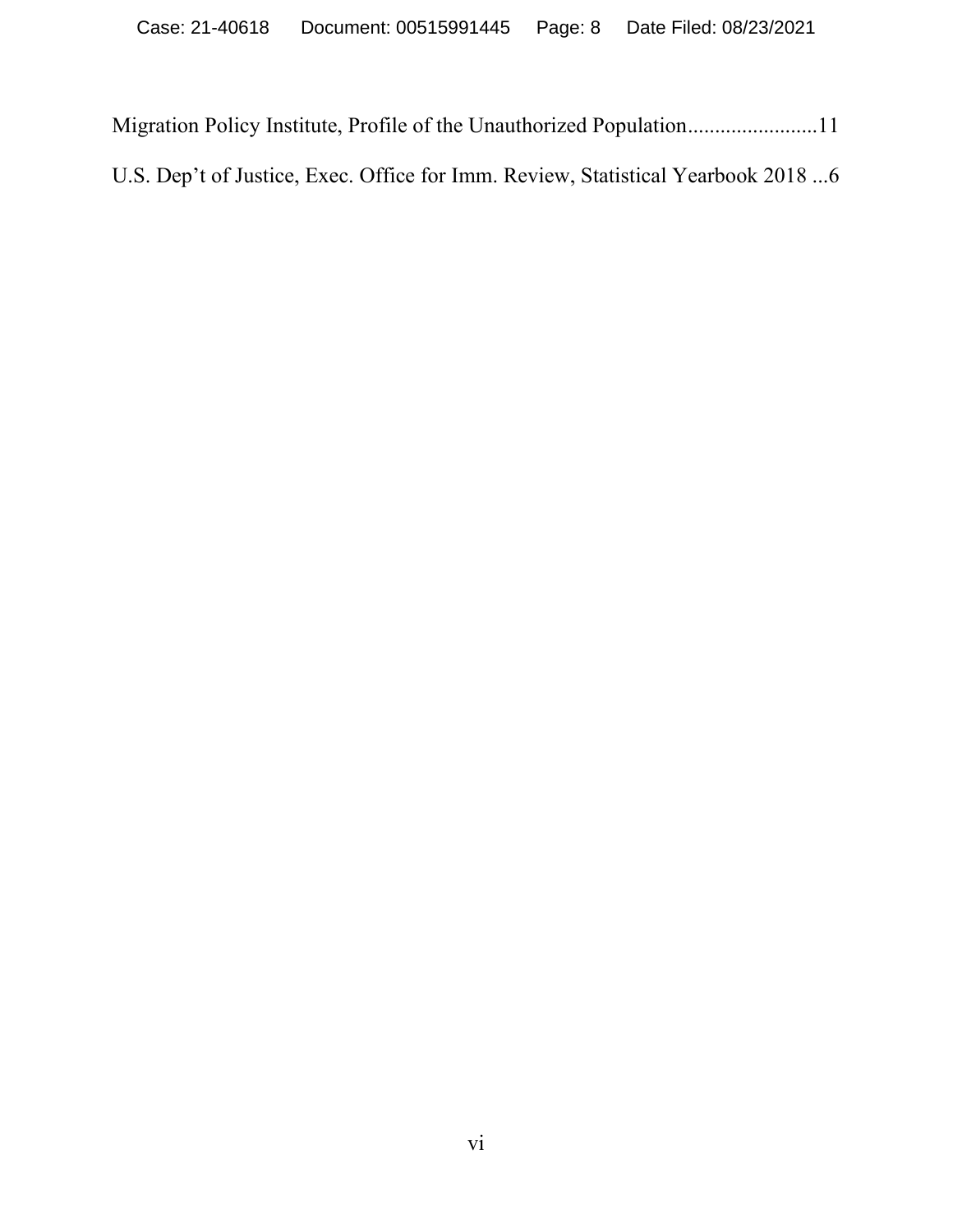Migration Policy Institute, Profile of the Unauthorized Population........................11

U.S. Dep't of Justice, Exec. Office for Imm. Review, Statistical Yearbook 2018 ...6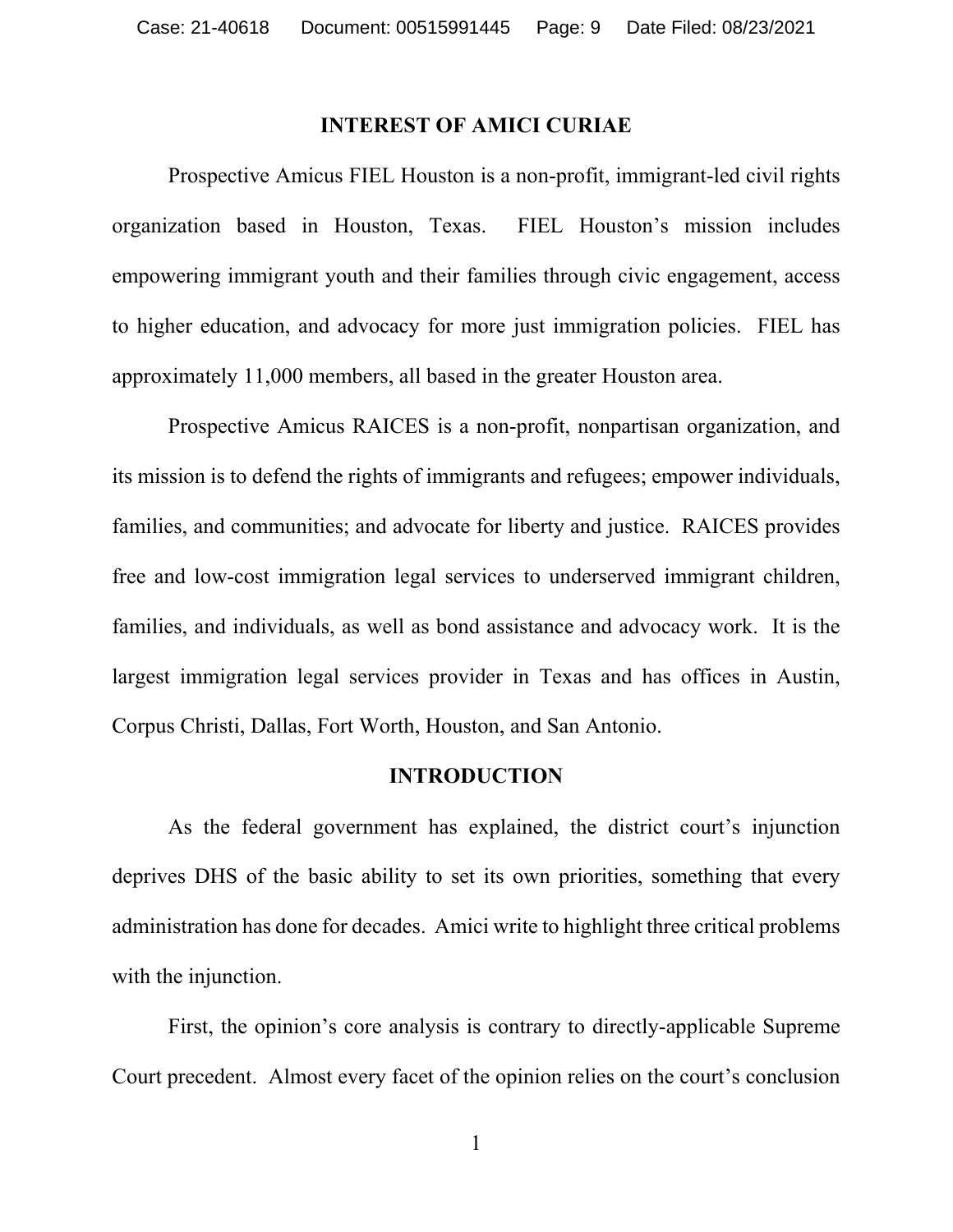## INTEREST OF AMICI CURIAE

Prospective Amicus FIEL Houston is a non-profit, immigrant-led civil rights organization based in Houston, Texas. FIEL Houston's mission includes empowering immigrant youth and their families through civic engagement, access to higher education, and advocacy for more just immigration policies. FIEL has approximately 11,000 members, all based in the greater Houston area.

Prospective Amicus RAICES is a non-profit, nonpartisan organization, and its mission is to defend the rights of immigrants and refugees; empower individuals, families, and communities; and advocate for liberty and justice. RAICES provides free and low-cost immigration legal services to underserved immigrant children, families, and individuals, as well as bond assistance and advocacy work. It is the largest immigration legal services provider in Texas and has offices in Austin, Corpus Christi, Dallas, Fort Worth, Houston, and San Antonio.

## INTRODUCTION

As the federal government has explained, the district court's injunction deprives DHS of the basic ability to set its own priorities, something that every administration has done for decades. Amici write to highlight three critical problems with the injunction.

First, the opinion's core analysis is contrary to directly-applicable Supreme Court precedent. Almost every facet of the opinion relies on the court's conclusion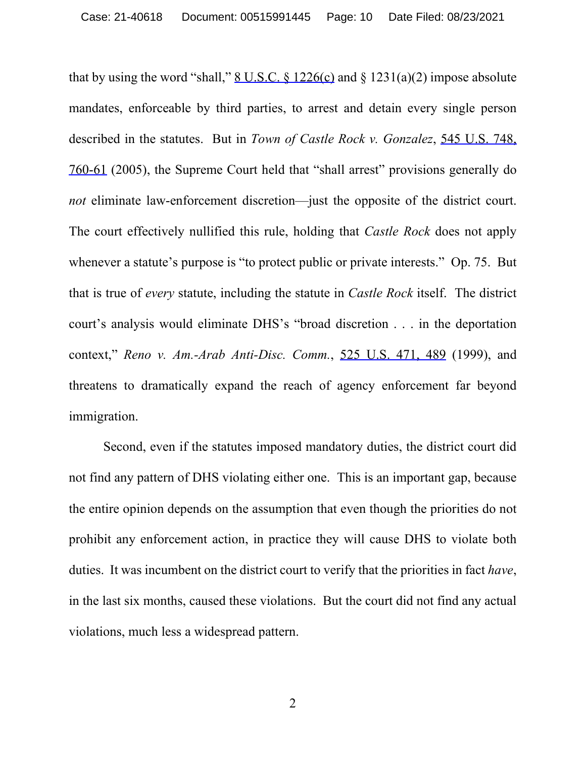that by using the word "shall," 8 U.S.C. § 1226(c) and § 1231(a)(2) impose absolute mandates, enforceable by third parties, to arrest and detain every single person described in the statutes. But in *Town of Castle Rock v. Gonzalez*, 545 U.S. 748, 760-61 (2005), the Supreme Court held that "shall arrest" provisions generally do *not* eliminate law-enforcement discretion—just the opposite of the district court. The court effectively nullified this rule, holding that *Castle Rock* does not apply whenever a statute's purpose is "to protect public or private interests." Op. 75. But that is true of *every* statute, including the statute in *Castle Rock* itself. The district court's analysis would eliminate DHS's "broad discretion . . . in the deportation context," *Reno v. Am.-Arab Anti-Disc. Comm.*, 525 U.S. 471, 489 (1999), and threatens to dramatically expand the reach of agency enforcement far beyond immigration.

Second, even if the statutes imposed mandatory duties, the district court did not find any pattern of DHS violating either one. This is an important gap, because the entire opinion depends on the assumption that even though the priorities do not prohibit any enforcement action, in practice they will cause DHS to violate both duties. It was incumbent on the district court to verify that the priorities in fact *have*, in the last six months, caused these violations. But the court did not find any actual violations, much less a widespread pattern.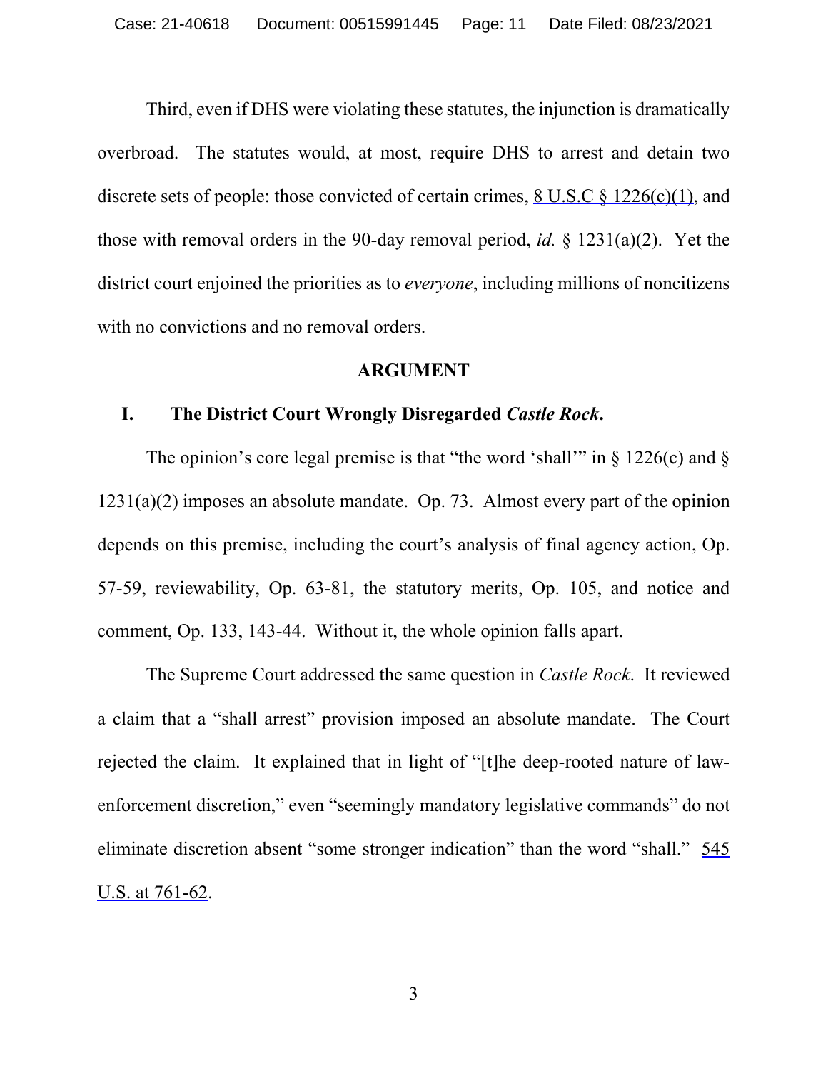Third, even if DHS were violating these statutes, the injunction is dramatically overbroad. The statutes would, at most, require DHS to arrest and detain two discrete sets of people: those convicted of certain crimes, 8 U.S.C § 1226(c)(1), and those with removal orders in the 90-day removal period, *id.* § 1231(a)(2). Yet the district court enjoined the priorities as to *everyone*, including millions of noncitizens with no convictions and no removal orders.

## ARGUMENT

### I. The District Court Wrongly Disregarded *Castle Rock*.

The opinion's core legal premise is that "the word 'shall'" in § 1226(c) and § 1231(a)(2) imposes an absolute mandate. Op. 73. Almost every part of the opinion depends on this premise, including the court's analysis of final agency action, Op. 57-59, reviewability, Op. 63-81, the statutory merits, Op. 105, and notice and comment, Op. 133, 143-44. Without it, the whole opinion falls apart.

The Supreme Court addressed the same question in *Castle Rock*. It reviewed a claim that a "shall arrest" provision imposed an absolute mandate. The Court rejected the claim. It explained that in light of "[t]he deep-rooted nature of law-enforcement discretion," even "seemingly mandatory legislative commands" do not eliminate discretion absent "some stronger indication" than the word "shall." 545 U.S. at 761-62.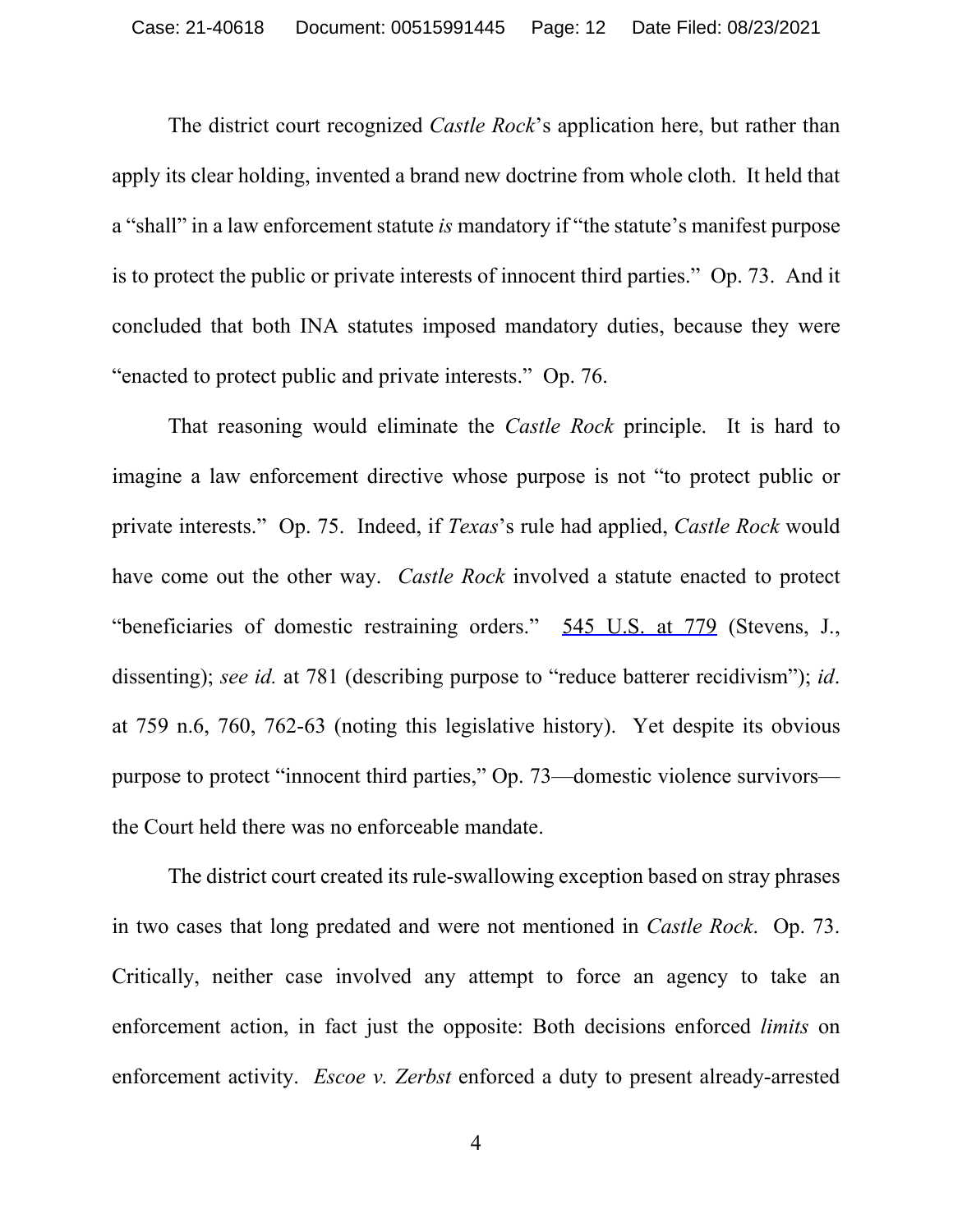The district court recognized *Castle Rock*'s application here, but rather than apply its clear holding, invented a brand new doctrine from whole cloth. It held that a "shall" in a law enforcement statute *is* mandatory if "the statute's manifest purpose is to protect the public or private interests of innocent third parties." Op. 73. And it concluded that both INA statutes imposed mandatory duties, because they were "enacted to protect public and private interests." Op. 76.

That reasoning would eliminate the *Castle Rock* principle. It is hard to imagine a law enforcement directive whose purpose is not "to protect public or private interests." Op. 75. Indeed, if *Texas*'s rule had applied, *Castle Rock* would have come out the other way. *Castle Rock* involved a statute enacted to protect "beneficiaries of domestic restraining orders." 545 U.S. at 779 (Stevens, J., dissenting); *see id.* at 781 (describing purpose to "reduce batterer recidivism"); *id*. at 759 n.6, 760, 762-63 (noting this legislative history). Yet despite its obvious purpose to protect "innocent third parties," Op. 73—domestic violence survivors—the Court held there was no enforceable mandate.

The district court created its rule-swallowing exception based on stray phrases in two cases that long predated and were not mentioned in *Castle Rock*. Op. 73. Critically, neither case involved any attempt to force an agency to take an enforcement action, in fact just the opposite: Both decisions enforced *limits* on enforcement activity. *Escoe v. Zerbst* enforced a duty to present already-arrested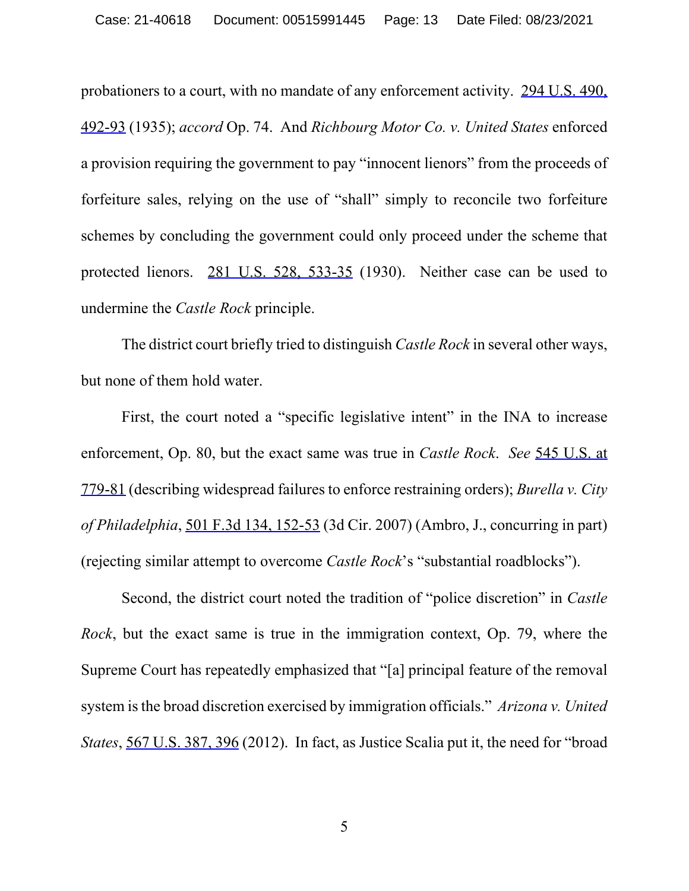probationers to a court, with no mandate of any enforcement activity. 294 U.S. 490, 492-93 (1935); *accord* Op. 74. And *Richbourg Motor Co. v. United States* enforced a provision requiring the government to pay "innocent lienors" from the proceeds of forfeiture sales, relying on the use of "shall" simply to reconcile two forfeiture schemes by concluding the government could only proceed under the scheme that protected lienors. 281 U.S. 528, 533-35 (1930). Neither case can be used to undermine the *Castle Rock* principle.

The district court briefly tried to distinguish *Castle Rock* in several other ways, but none of them hold water.

First, the court noted a "specific legislative intent" in the INA to increase enforcement, Op. 80, but the exact same was true in *Castle Rock*. *See* 545 U.S. at 779-81 (describing widespread failures to enforce restraining orders); *Burella v. City of Philadelphia*, 501 F.3d 134, 152-53 (3d Cir. 2007) (Ambro, J., concurring in part) (rejecting similar attempt to overcome *Castle Rock*'s "substantial roadblocks").

Second, the district court noted the tradition of "police discretion" in *Castle Rock*, but the exact same is true in the immigration context, Op. 79, where the Supreme Court has repeatedly emphasized that "[a] principal feature of the removal system is the broad discretion exercised by immigration officials." *Arizona v. United States*, 567 U.S. 387, 396 (2012). In fact, as Justice Scalia put it, the need for "broad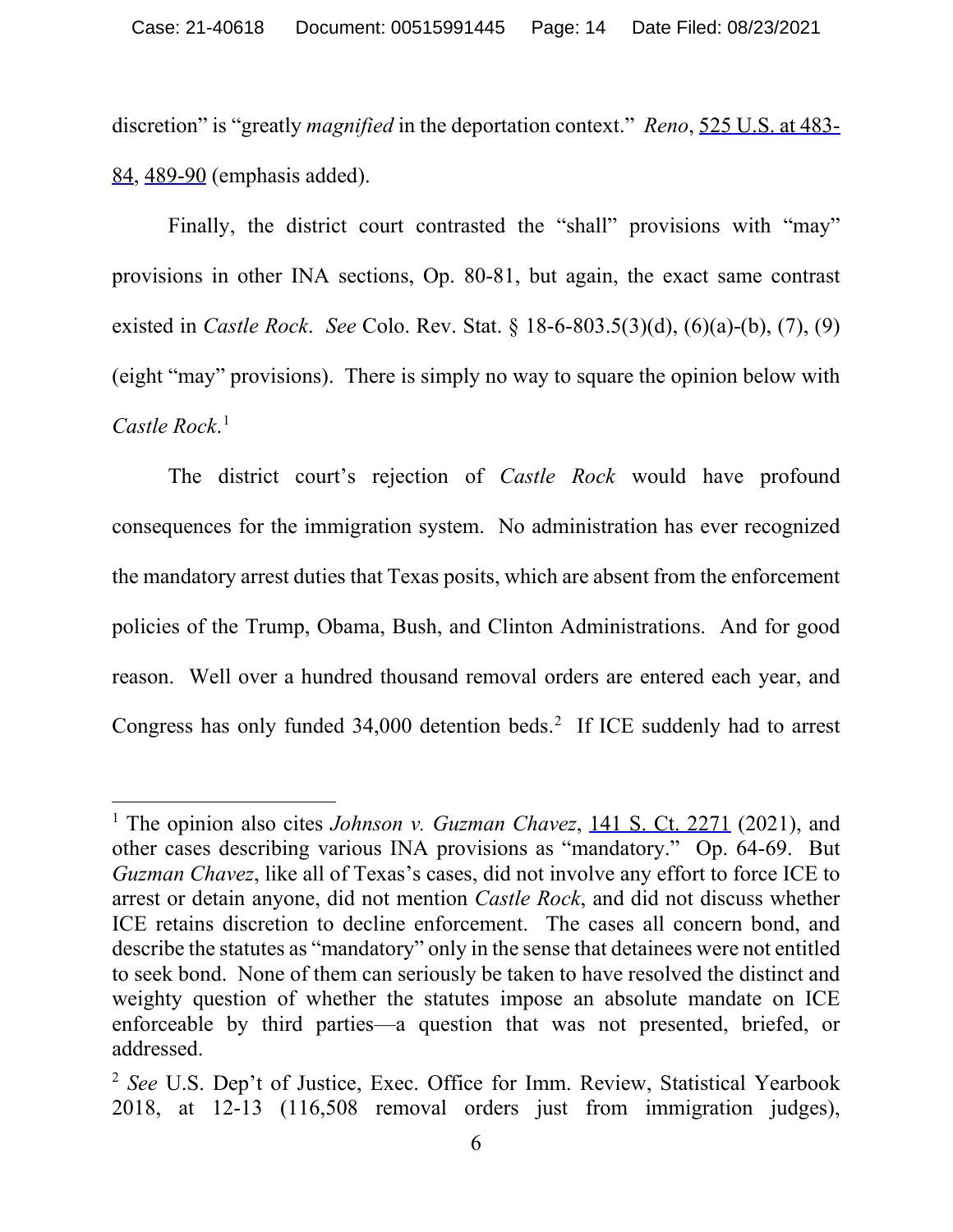discretion" is "greatly *magnified* in the deportation context." *Reno*, 525 U.S. at 483-84, 489-90 (emphasis added).

Finally, the district court contrasted the "shall" provisions with "may" provisions in other INA sections, Op. 80-81, but again, the exact same contrast existed in *Castle Rock*. *See* Colo. Rev. Stat. § 18-6-803.5(3)(d), (6)(a)-(b), (7), (9) (eight "may" provisions). There is simply no way to square the opinion below with *Castle Rock*.[1]

The district court's rejection of *Castle Rock* would have profound consequences for the immigration system. No administration has ever recognized the mandatory arrest duties that Texas posits, which are absent from the enforcement policies of the Trump, Obama, Bush, and Clinton Administrations. And for good reason. Well over a hundred thousand removal orders are entered each year, and Congress has only funded 34,000 detention beds.[2] If ICE suddenly had to arrest

---

[1] The opinion also cites *Johnson v. Guzman Chavez*, 141 S. Ct. 2271 (2021), and other cases describing various INA provisions as "mandatory." Op. 64-69. But *Guzman Chavez*, like all of Texas's cases, did not involve any effort to force ICE to arrest or detain anyone, did not mention *Castle Rock*, and did not discuss whether ICE retains discretion to decline enforcement. The cases all concern bond, and describe the statutes as "mandatory" only in the sense that detainees were not entitled to seek bond. None of them can seriously be taken to have resolved the distinct and weighty question of whether the statutes impose an absolute mandate on ICE enforceable by third parties—a question that was not presented, briefed, or addressed.

[2] *See* U.S. Dep't of Justice, Exec. Office for Imm. Review, Statistical Yearbook 2018, at 12-13 (116,508 removal orders just from immigration judges),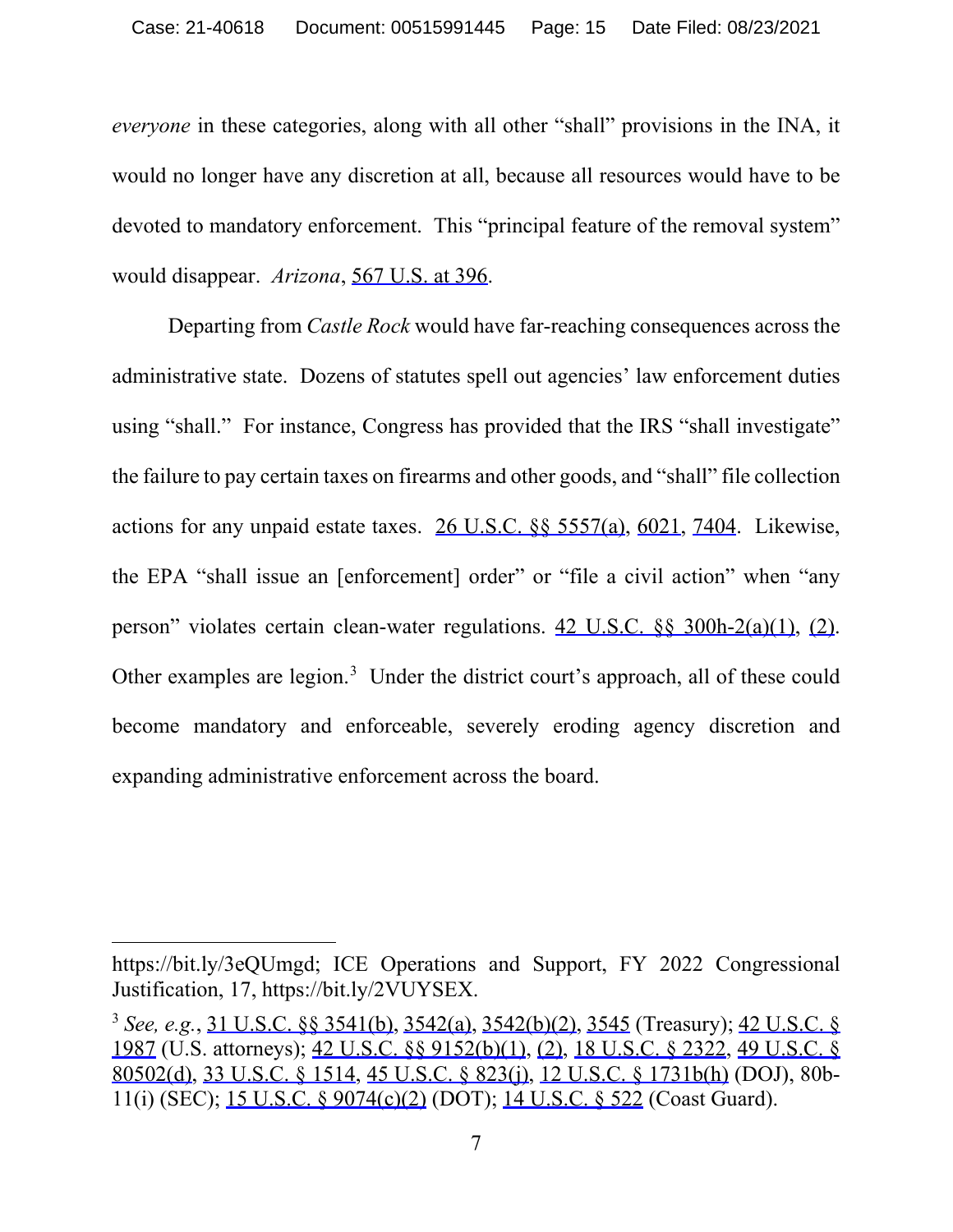*everyone* in these categories, along with all other "shall" provisions in the INA, it would no longer have any discretion at all, because all resources would have to be devoted to mandatory enforcement. This "principal feature of the removal system" would disappear. *Arizona*, 567 U.S. at 396.

Departing from *Castle Rock* would have far-reaching consequences across the administrative state. Dozens of statutes spell out agencies' law enforcement duties using "shall." For instance, Congress has provided that the IRS "shall investigate" the failure to pay certain taxes on firearms and other goods, and "shall" file collection actions for any unpaid estate taxes. 26 U.S.C. §§ 5557(a), 6021, 7404. Likewise, the EPA "shall issue an [enforcement] order" or "file a civil action" when "any person" violates certain clean-water regulations. 42 U.S.C. §§ 300h-2(a)(1), (2). Other examples are legion.[3] Under the district court's approach, all of these could become mandatory and enforceable, severely eroding agency discretion and expanding administrative enforcement across the board.

---

https://bit.ly/3eQUmgd; ICE Operations and Support, FY 2022 Congressional Justification, 17, https://bit.ly/2VUYSEX.

[3] *See, e.g.*, 31 U.S.C. §§ 3541(b), 3542(a), 3542(b)(2), 3545 (Treasury); 42 U.S.C. § 1987 (U.S. attorneys); 42 U.S.C. §§ 9152(b)(1), (2), 18 U.S.C. § 2322, 49 U.S.C. § 80502(d), 33 U.S.C. § 1514, 45 U.S.C. § 823(j), 12 U.S.C. § 1731b(h) (DOJ), 80b-11(i) (SEC); 15 U.S.C. § 9074(c)(2) (DOT); 14 U.S.C. § 522 (Coast Guard).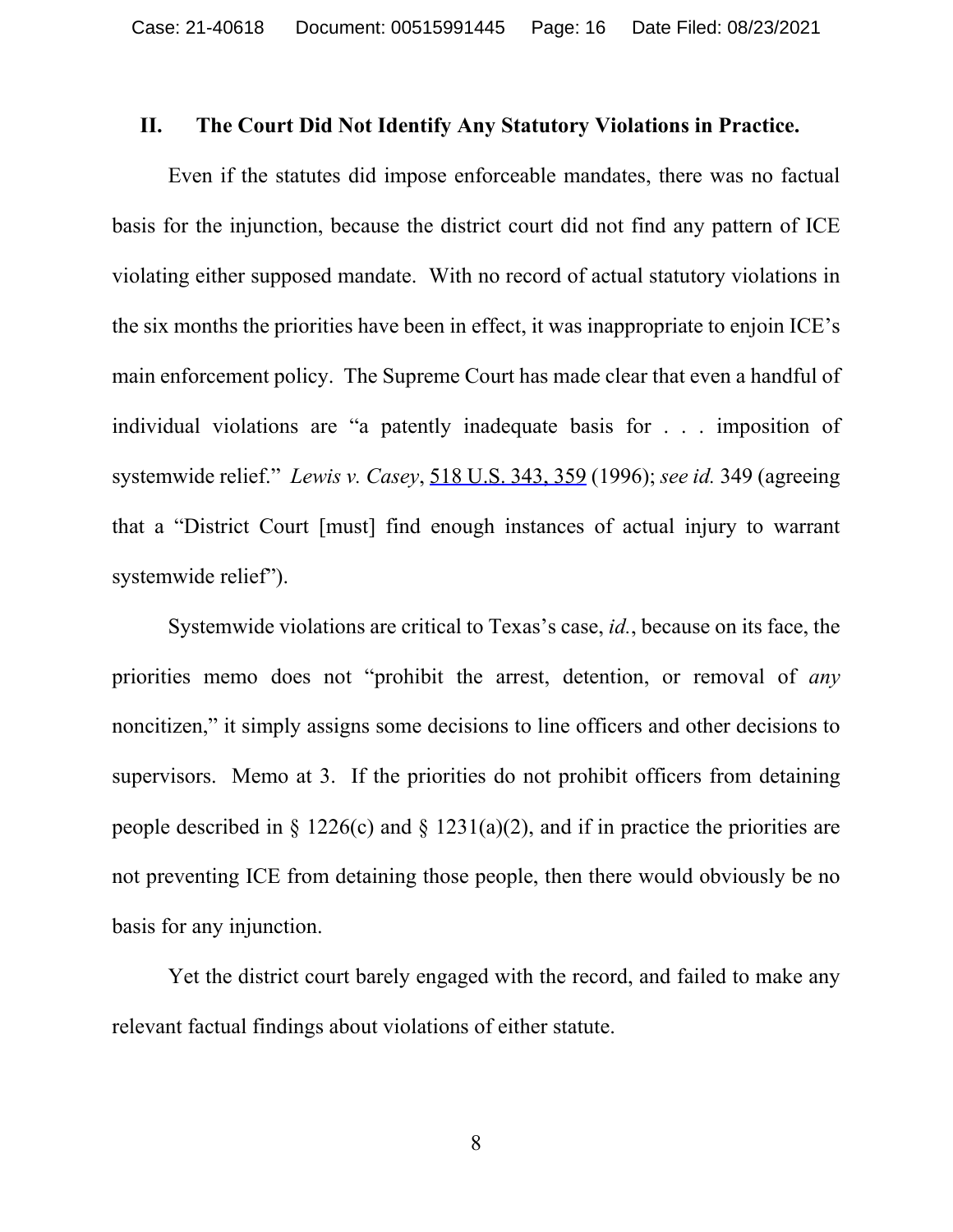## II. The Court Did Not Identify Any Statutory Violations in Practice.

Even if the statutes did impose enforceable mandates, there was no factual basis for the injunction, because the district court did not find any pattern of ICE violating either supposed mandate. With no record of actual statutory violations in the six months the priorities have been in effect, it was inappropriate to enjoin ICE's main enforcement policy. The Supreme Court has made clear that even a handful of individual violations are "a patently inadequate basis for . . . imposition of systemwide relief." *Lewis v. Casey*, 518 U.S. 343, 359 (1996); *see id.* 349 (agreeing that a "District Court [must] find enough instances of actual injury to warrant systemwide relief").

Systemwide violations are critical to Texas's case, *id.*, because on its face, the priorities memo does not "prohibit the arrest, detention, or removal of *any* noncitizen," it simply assigns some decisions to line officers and other decisions to supervisors. Memo at 3. If the priorities do not prohibit officers from detaining people described in § 1226(c) and § 1231(a)(2), and if in practice the priorities are not preventing ICE from detaining those people, then there would obviously be no basis for any injunction.

Yet the district court barely engaged with the record, and failed to make any relevant factual findings about violations of either statute.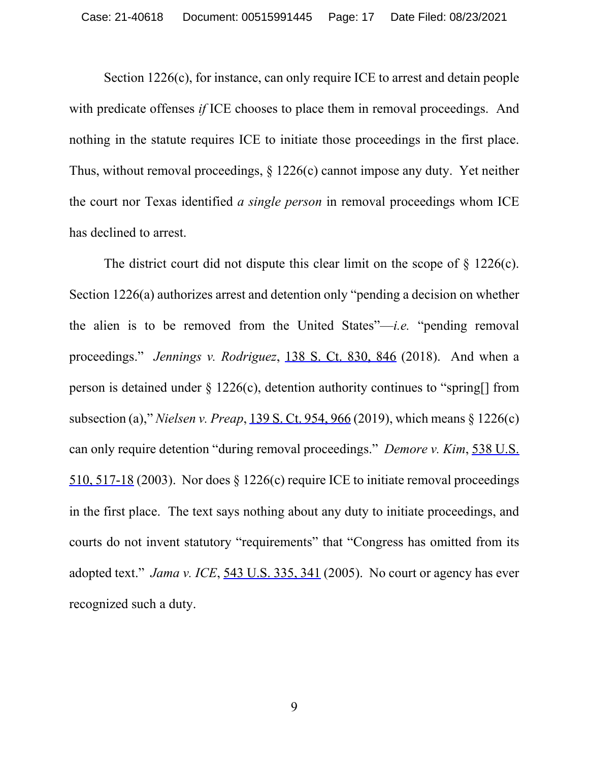Section 1226(c), for instance, can only require ICE to arrest and detain people with predicate offenses *if* ICE chooses to place them in removal proceedings. And nothing in the statute requires ICE to initiate those proceedings in the first place. Thus, without removal proceedings, § 1226(c) cannot impose any duty. Yet neither the court nor Texas identified *a single person* in removal proceedings whom ICE has declined to arrest.

The district court did not dispute this clear limit on the scope of § 1226(c). Section 1226(a) authorizes arrest and detention only "pending a decision on whether the alien is to be removed from the United States"—*i.e.* "pending removal proceedings." *Jennings v. Rodriguez*, 138 S. Ct. 830, 846 (2018). And when a person is detained under § 1226(c), detention authority continues to "spring[] from subsection (a)," *Nielsen v. Preap*, 139 S. Ct. 954, 966 (2019), which means § 1226(c) can only require detention "during removal proceedings." *Demore v. Kim*, 538 U.S. 510, 517-18 (2003). Nor does § 1226(c) require ICE to initiate removal proceedings in the first place. The text says nothing about any duty to initiate proceedings, and courts do not invent statutory "requirements" that "Congress has omitted from its adopted text." *Jama v. ICE*, 543 U.S. 335, 341 (2005). No court or agency has ever recognized such a duty.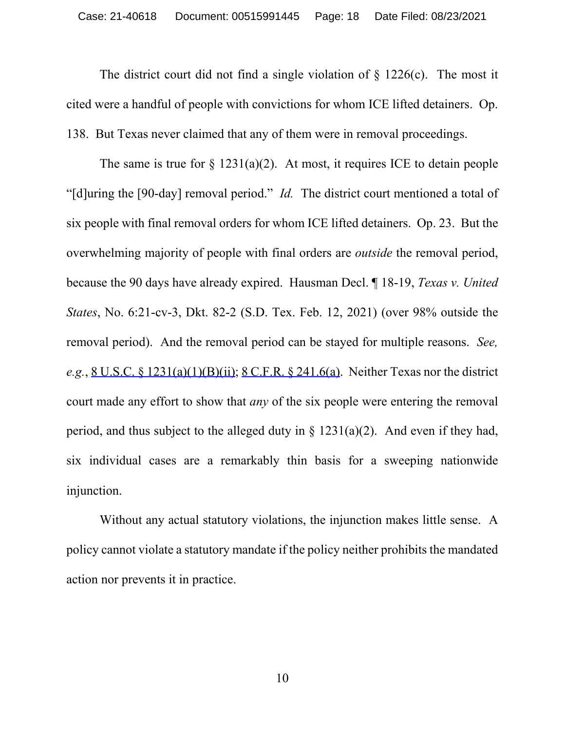The district court did not find a single violation of § 1226(c). The most it cited were a handful of people with convictions for whom ICE lifted detainers. Op. 138. But Texas never claimed that any of them were in removal proceedings.

The same is true for § 1231(a)(2). At most, it requires ICE to detain people "[d]uring the [90-day] removal period." *Id.* The district court mentioned a total of six people with final removal orders for whom ICE lifted detainers. Op. 23. But the overwhelming majority of people with final orders are *outside* the removal period, because the 90 days have already expired. Hausman Decl. ¶ 18-19, *Texas v. United States*, No. 6:21-cv-3, Dkt. 82-2 (S.D. Tex. Feb. 12, 2021) (over 98% outside the removal period). And the removal period can be stayed for multiple reasons. *See, e.g.*, 8 U.S.C. § 1231(a)(1)(B)(ii); 8 C.F.R. § 241.6(a). Neither Texas nor the district court made any effort to show that *any* of the six people were entering the removal period, and thus subject to the alleged duty in § 1231(a)(2). And even if they had, six individual cases are a remarkably thin basis for a sweeping nationwide injunction.

Without any actual statutory violations, the injunction makes little sense. A policy cannot violate a statutory mandate if the policy neither prohibits the mandated action nor prevents it in practice.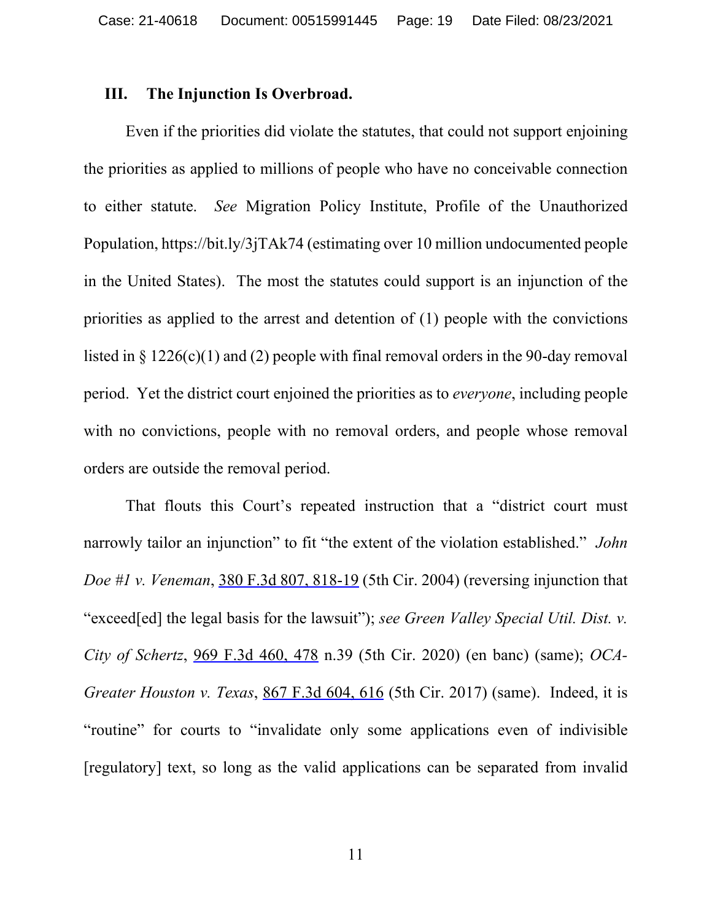### III. The Injunction Is Overbroad.

Even if the priorities did violate the statutes, that could not support enjoining the priorities as applied to millions of people who have no conceivable connection to either statute. *See* Migration Policy Institute, Profile of the Unauthorized Population, https://bit.ly/3jTAk74 (estimating over 10 million undocumented people in the United States). The most the statutes could support is an injunction of the priorities as applied to the arrest and detention of (1) people with the convictions listed in § 1226(c)(1) and (2) people with final removal orders in the 90-day removal period. Yet the district court enjoined the priorities as to *everyone*, including people with no convictions, people with no removal orders, and people whose removal orders are outside the removal period.

That flouts this Court's repeated instruction that a "district court must narrowly tailor an injunction" to fit "the extent of the violation established." *John Doe #1 v. Veneman*, 380 F.3d 807, 818-19 (5th Cir. 2004) (reversing injunction that "exceed[ed] the legal basis for the lawsuit"); *see Green Valley Special Util. Dist. v. City of Schertz*, 969 F.3d 460, 478 n.39 (5th Cir. 2020) (en banc) (same); *OCA-Greater Houston v. Texas*, 867 F.3d 604, 616 (5th Cir. 2017) (same). Indeed, it is "routine" for courts to "invalidate only some applications even of indivisible [regulatory] text, so long as the valid applications can be separated from invalid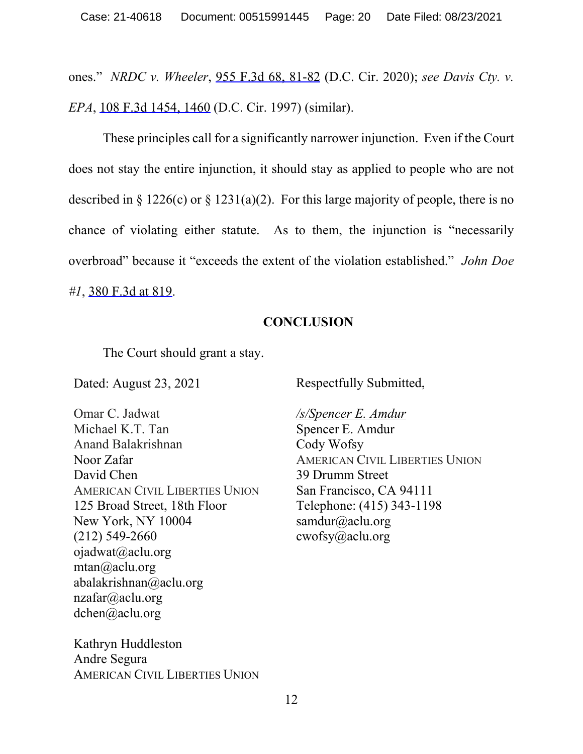ones." *NRDC v. Wheeler*, 955 F.3d 68, 81-82 (D.C. Cir. 2020); *see Davis Cty. v. EPA*, 108 F.3d 1454, 1460 (D.C. Cir. 1997) (similar).

These principles call for a significantly narrower injunction. Even if the Court does not stay the entire injunction, it should stay as applied to people who are not described in § 1226(c) or § 1231(a)(2). For this large majority of people, there is no chance of violating either statute. As to them, the injunction is "necessarily overbroad" because it "exceeds the extent of the violation established." *John Doe #1*, 380 F.3d at 819.

## CONCLUSION

The Court should grant a stay.

Dated: August 23, 2021

Respectfully Submitted,

/s/Spencer E. Amdur
Spencer E. Amdur
Cody Wofsy
AMERICAN CIVIL LIBERTIES UNION
39 Drumm Street
San Francisco, CA 94111
Telephone: (415) 343-1198
samdur@aclu.org
cwofsy@aclu.org

Omar C. Jadwat
Michael K.T. Tan
Anand Balakrishnan
Noor Zafar
David Chen
AMERICAN CIVIL LIBERTIES UNION
125 Broad Street, 18th Floor
New York, NY 10004
(212) 549-2660
ojadwat@aclu.org
mtan@aclu.org
abalakrishnan@aclu.org
nzafar@aclu.org
dchen@aclu.org

Kathryn Huddleston
Andre Segura
AMERICAN CIVIL LIBERTIES UNION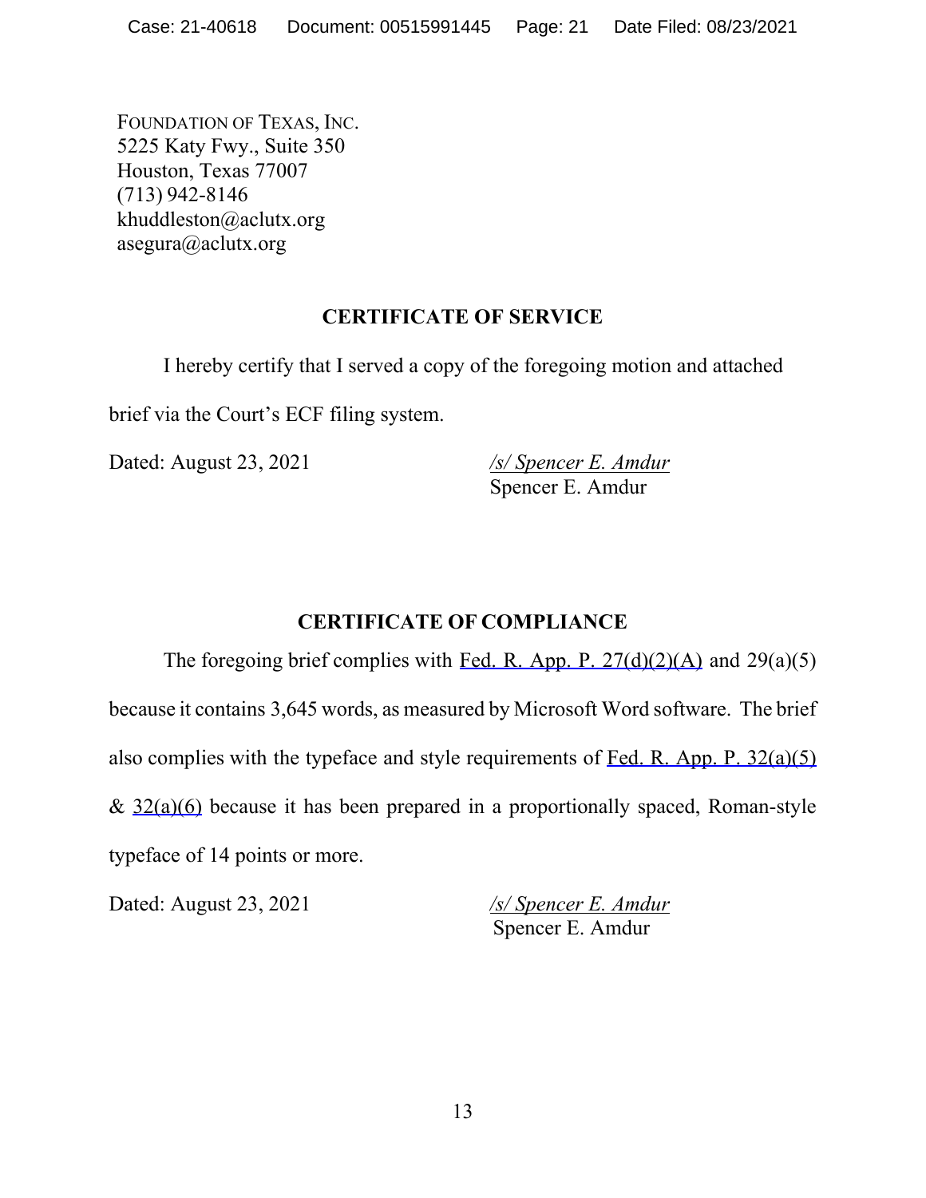FOUNDATION OF TEXAS, INC.
5225 Katy Fwy., Suite 350
Houston, Texas 77007
(713) 942-8146
khuddleston@aclutx.org
asegura@aclutx.org

## CERTIFICATE OF SERVICE

I hereby certify that I served a copy of the foregoing motion and attached brief via the Court's ECF filing system.

Dated: August 23, 2021

*/s/ Spencer E. Amdur*
Spencer E. Amdur

## CERTIFICATE OF COMPLIANCE

The foregoing brief complies with Fed. R. App. P. 27(d)(2)(A) and 29(a)(5) because it contains 3,645 words, as measured by Microsoft Word software. The brief also complies with the typeface and style requirements of Fed. R. App. P. 32(a)(5) & 32(a)(6) because it has been prepared in a proportionally spaced, Roman-style typeface of 14 points or more.

Dated: August 23, 2021

*/s/ Spencer E. Amdur*
Spencer E. Amdur